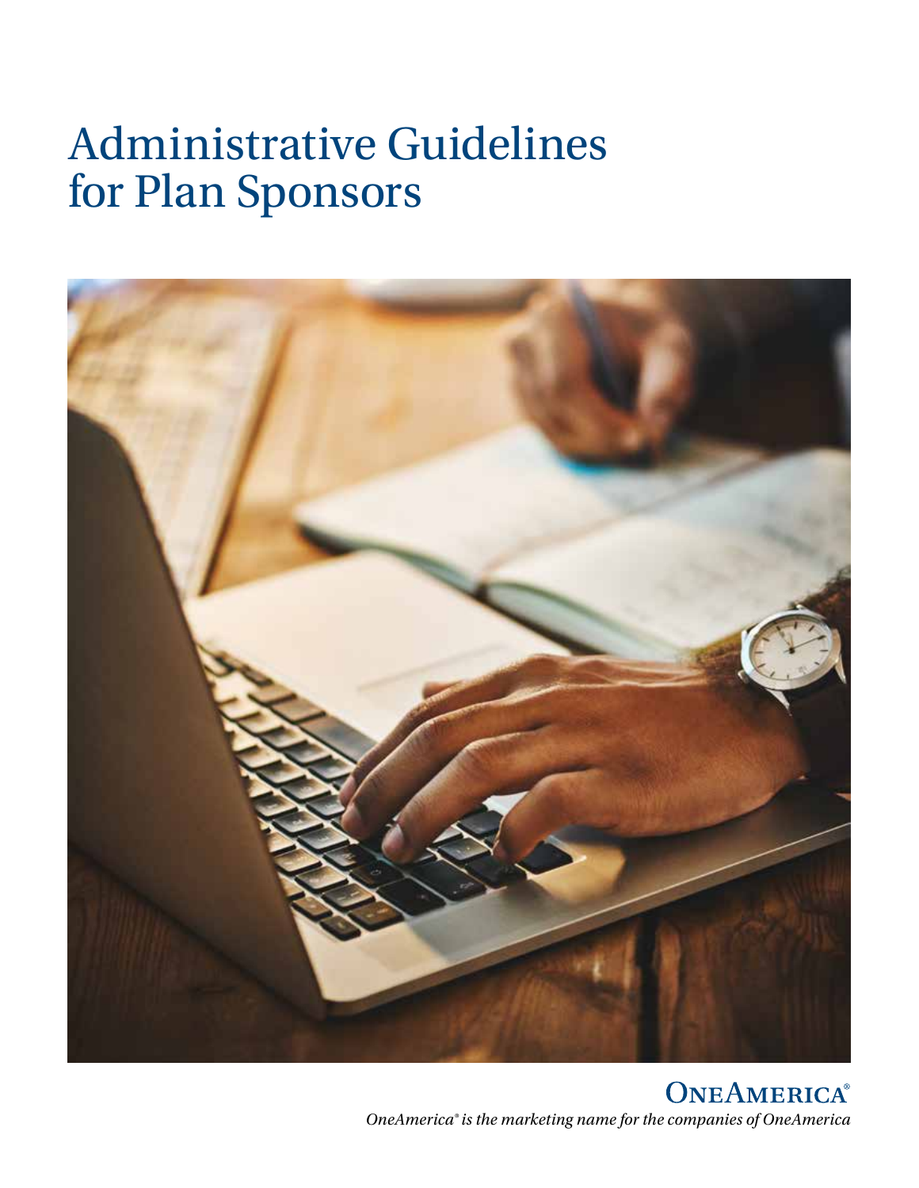# Administrative Guidelines for Plan Sponsors

**ONEAMERICA®**

*OneAmerica® is the marketing name for the companies of OneAmerica*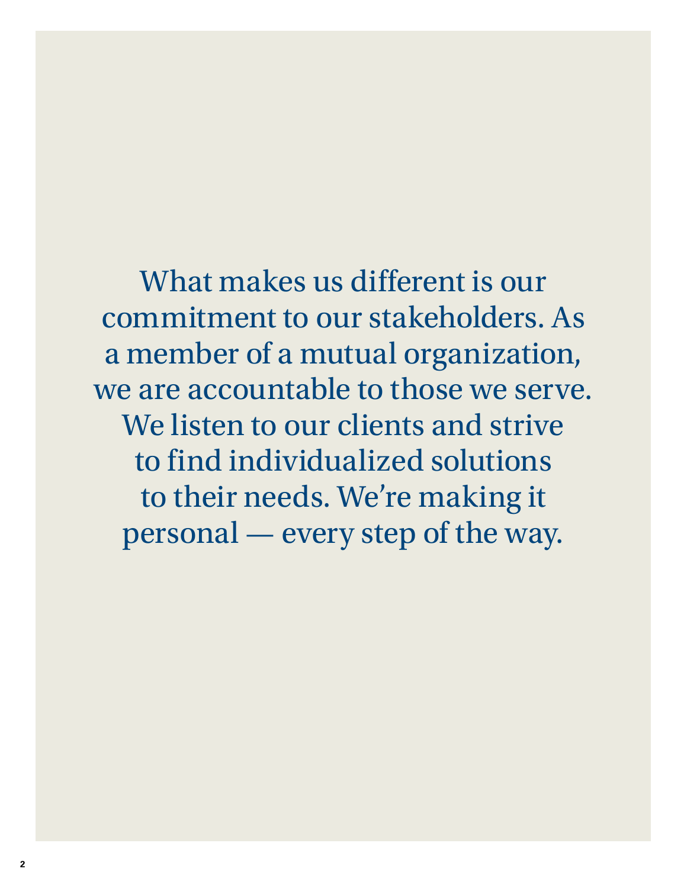What makes us different is our commitment to our stakeholders. As a member of a mutual organization, we are accountable to those we serve. We listen to our clients and strive to find individualized solutions to their needs. We're making it personal — every step of the way.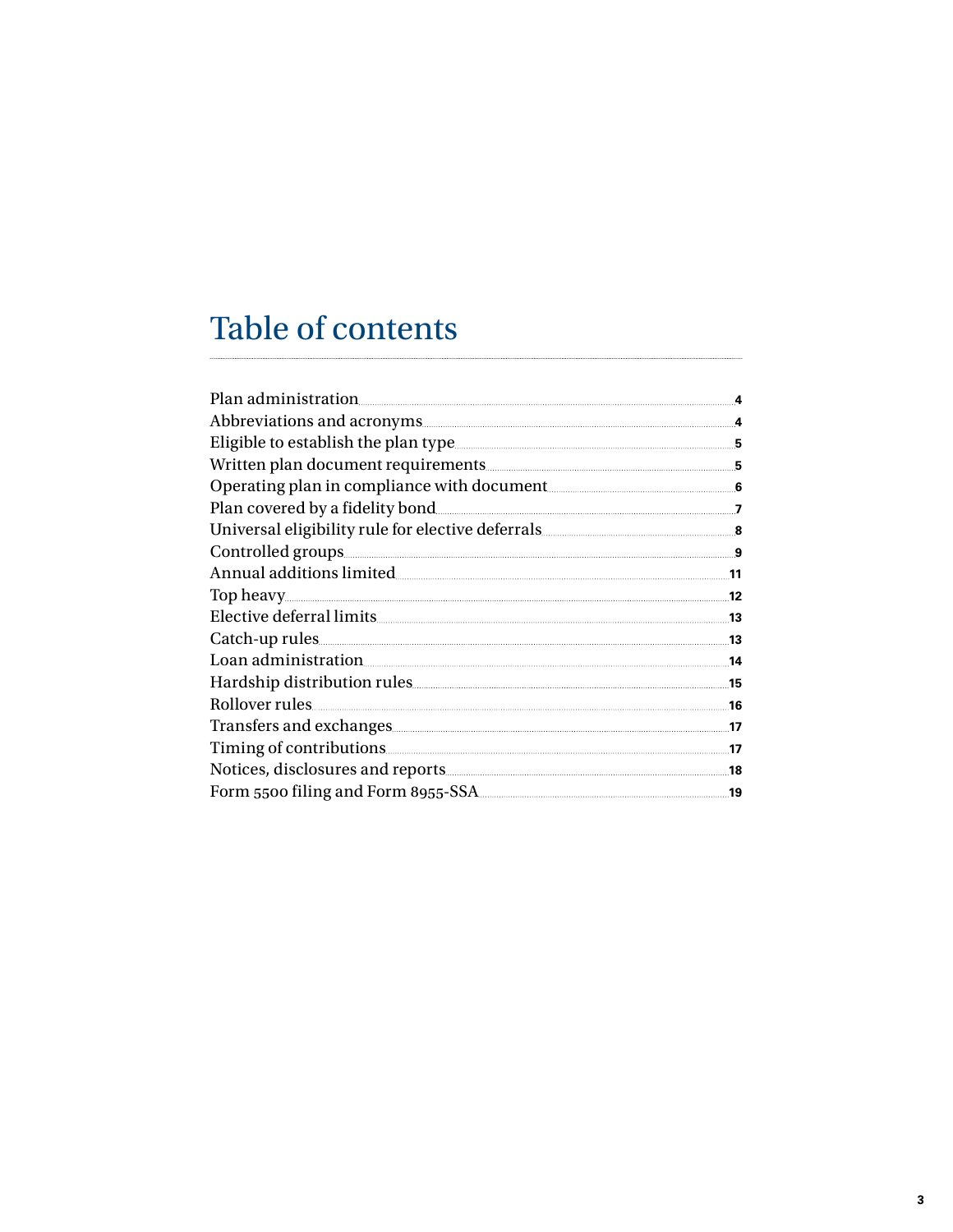# Table of contents

| | |
|---|---|
| Plan administration | 4 |
| Abbreviations and acronyms | 4 |
| Eligible to establish the plan type | 5 |
| Written plan document requirements | 5 |
| Operating plan in compliance with document | 6 |
| Plan covered by a fidelity bond | 7 |
| Universal eligibility rule for elective deferrals | 8 |
| Controlled groups | 9 |
| Annual additions limited | 11 |
| Top heavy | 12 |
| Elective deferral limits | 13 |
| Catch-up rules | 13 |
| Loan administration | 14 |
| Hardship distribution rules | 15 |
| Rollover rules | 16 |
| Transfers and exchanges | 17 |
| Timing of contributions | 17 |
| Notices, disclosures and reports | 18 |
| Form 5500 filing and Form 8955-SSA | 19 |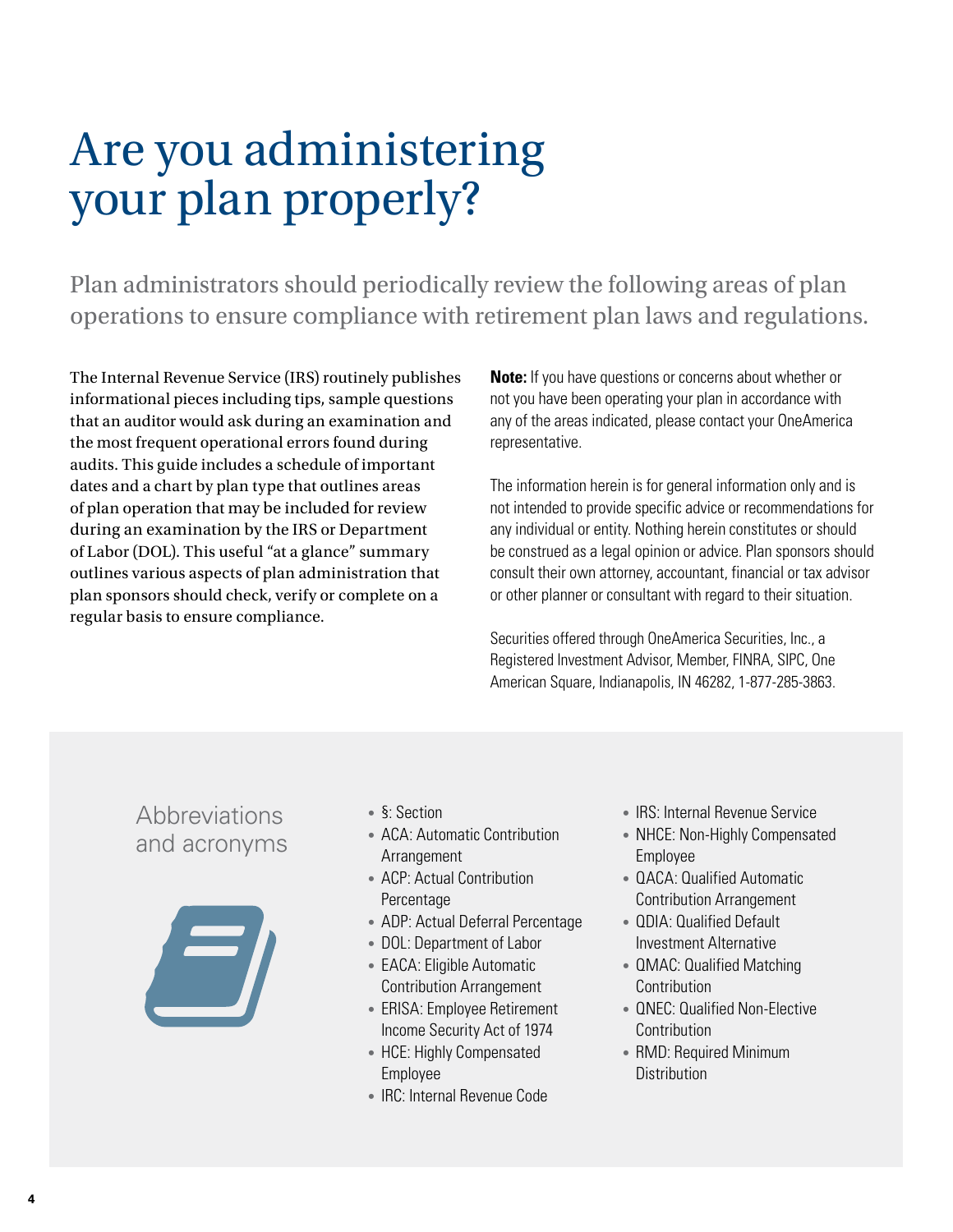# Are you administering your plan properly?

Plan administrators should periodically review the following areas of plan operations to ensure compliance with retirement plan laws and regulations.

The Internal Revenue Service (IRS) routinely publishes informational pieces including tips, sample questions that an auditor would ask during an examination and the most frequent operational errors found during audits. This guide includes a schedule of important dates and a chart by plan type that outlines areas of plan operation that may be included for review during an examination by the IRS or Department of Labor (DOL). This useful "at a glance" summary outlines various aspects of plan administration that plan sponsors should check, verify or complete on a regular basis to ensure compliance.

**Note:** If you have questions or concerns about whether or not you have been operating your plan in accordance with any of the areas indicated, please contact your OneAmerica representative.

The information herein is for general information only and is not intended to provide specific advice or recommendations for any individual or entity. Nothing herein constitutes or should be construed as a legal opinion or advice. Plan sponsors should consult their own attorney, accountant, financial or tax advisor or other planner or consultant with regard to their situation.

Securities offered through OneAmerica Securities, Inc., a Registered Investment Advisor, Member, FINRA, SIPC, One American Square, Indianapolis, IN 46282, 1-877-285-3863.

## Abbreviations and acronyms

- §: Section
- ACA: Automatic Contribution Arrangement
- ACP: Actual Contribution Percentage
- ADP: Actual Deferral Percentage
- DOL: Department of Labor
- EACA: Eligible Automatic Contribution Arrangement
- ERISA: Employee Retirement Income Security Act of 1974
- HCE: Highly Compensated Employee
- IRC: Internal Revenue Code
- IRS: Internal Revenue Service
- NHCE: Non-Highly Compensated Employee
- QACA: Qualified Automatic Contribution Arrangement
- QDIA: Qualified Default Investment Alternative
- QMAC: Qualified Matching Contribution
- QNEC: Qualified Non-Elective Contribution
- RMD: Required Minimum Distribution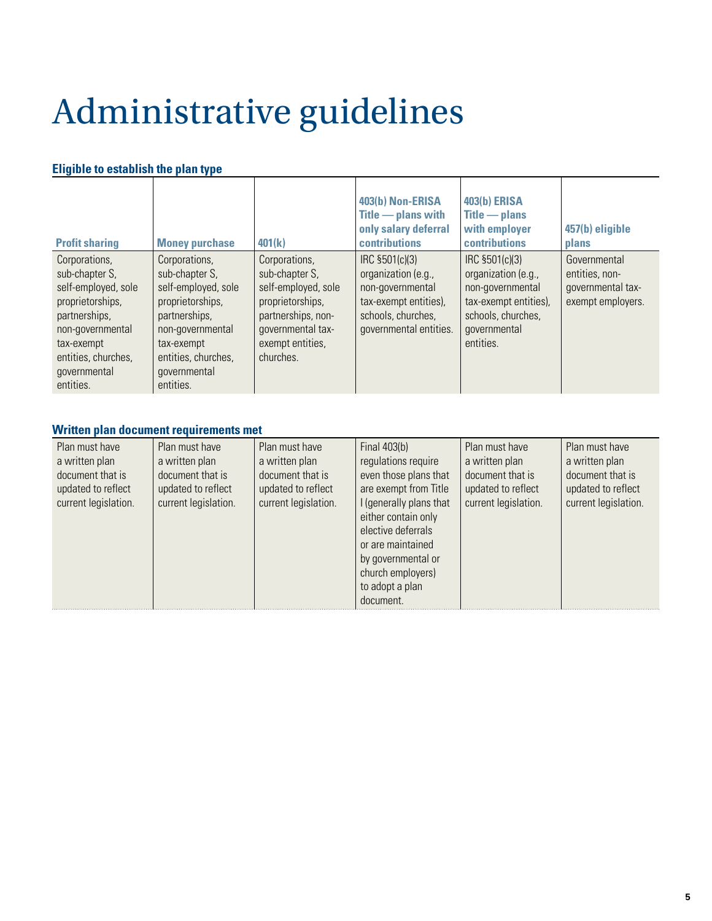# Administrative guidelines

### Eligible to establish the plan type

| Profit sharing | Money purchase | 401(k) | 403(b) Non-ERISA Title — plans with only salary deferral contributions | 403(b) ERISA Title — plans with employer contributions | 457(b) eligible plans |
|---|---|---|---|---|---|
| Corporations, sub-chapter S, self-employed, sole proprietorships, partnerships, non-governmental tax-exempt entities, churches, governmental entities. | Corporations, sub-chapter S, self-employed, sole proprietorships, partnerships, non-governmental tax-exempt entities, churches, governmental entities. | Corporations, sub-chapter S, self-employed, sole proprietorships, partnerships, non-governmental tax-exempt entities, churches. | IRC §501(c)(3) organization (e.g., non-governmental tax-exempt entities), schools, churches, governmental entities. | IRC §501(c)(3) organization (e.g., non-governmental tax-exempt entities), schools, churches, governmental entities. | Governmental entities, non-governmental tax-exempt employers. |

### Written plan document requirements met

| Profit sharing | Money purchase | 401(k) | 403(b) Non-ERISA Title — plans with only salary deferral contributions | 403(b) ERISA Title — plans with employer contributions | 457(b) eligible plans |
|---|---|---|---|---|---|
| Plan must have a written plan document that is updated to reflect current legislation. | Plan must have a written plan document that is updated to reflect current legislation. | Plan must have a written plan document that is updated to reflect current legislation. | Final 403(b) regulations require even those plans that are exempt from Title I (generally plans that either contain only elective deferrals or are maintained by governmental or church employers) to adopt a plan document. | Plan must have a written plan document that is updated to reflect current legislation. | Plan must have a written plan document that is updated to reflect current legislation. |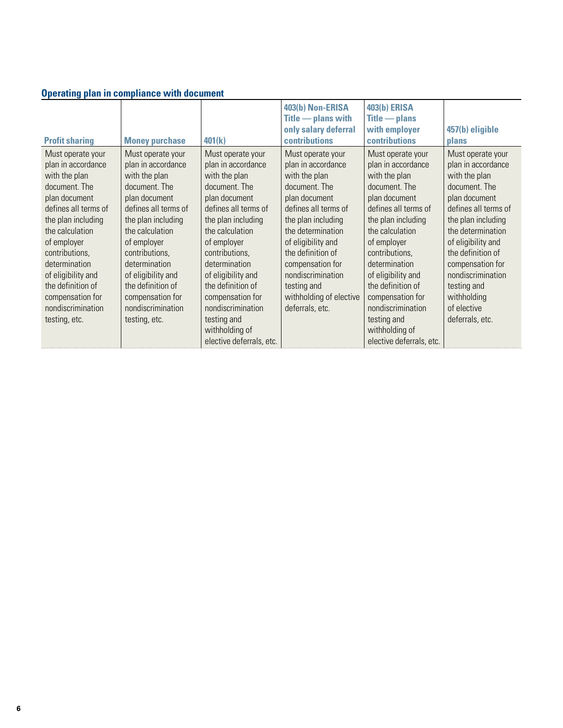**Operating plan in compliance with document**

| Profit sharing | Money purchase | 401(k) | 403(b) Non-ERISA Title — plans with only salary deferral contributions | 403(b) ERISA Title — plans with employer contributions | 457(b) eligible plans |
|---|---|---|---|---|---|
| Must operate your plan in accordance with the plan document. The plan document defines all terms of the plan including the calculation of employer contributions, determination of eligibility and the definition of compensation for nondiscrimination testing, etc. | Must operate your plan in accordance with the plan document. The plan document defines all terms of the plan including the calculation of employer contributions, determination of eligibility and the definition of compensation for nondiscrimination testing, etc. | Must operate your plan in accordance with the plan document. The plan document defines all terms of the plan including the calculation of employer contributions, determination of eligibility and the definition of compensation for nondiscrimination testing and withholding of elective deferrals, etc. | Must operate your plan in accordance with the plan document. The plan document defines all terms of the plan including the determination of eligibility and the definition of compensation for nondiscrimination testing and withholding of elective deferrals, etc. | Must operate your plan in accordance with the plan document. The plan document defines all terms of the plan including the calculation of employer contributions, determination of eligibility and the definition of compensation for nondiscrimination testing and withholding of elective deferrals, etc. | Must operate your plan in accordance with the plan document. The plan document defines all terms of the plan including the determination of eligibility and the definition of compensation for nondiscrimination testing and withholding of elective deferrals, etc. |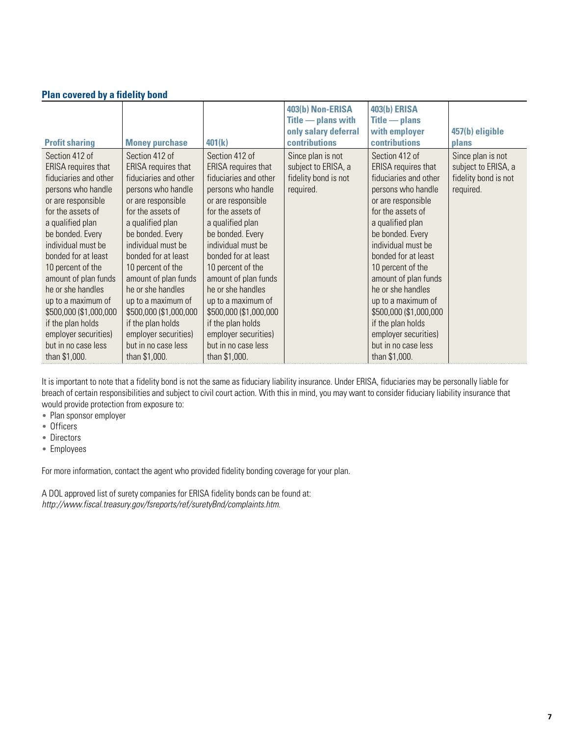### Plan covered by a fidelity bond

| Profit sharing | Money purchase | 401(k) | 403(b) Non-ERISA Title — plans with only salary deferral contributions | 403(b) ERISA Title — plans with employer contributions | 457(b) eligible plans |
|---|---|---|---|---|---|
| Section 412 of ERISA requires that fiduciaries and other persons who handle or are responsible for the assets of a qualified plan be bonded. Every individual must be bonded for at least 10 percent of the amount of plan funds he or she handles up to a maximum of $500,000 ($1,000,000 if the plan holds employer securities) but in no case less than $1,000. | Section 412 of ERISA requires that fiduciaries and other persons who handle or are responsible for the assets of a qualified plan be bonded. Every individual must be bonded for at least 10 percent of the amount of plan funds he or she handles up to a maximum of $500,000 ($1,000,000 if the plan holds employer securities) but in no case less than $1,000. | Section 412 of ERISA requires that fiduciaries and other persons who handle or are responsible for the assets of a qualified plan be bonded. Every individual must be bonded for at least 10 percent of the amount of plan funds he or she handles up to a maximum of $500,000 ($1,000,000 if the plan holds employer securities) but in no case less than $1,000. | Since plan is not subject to ERISA, a fidelity bond is not required. | Section 412 of ERISA requires that fiduciaries and other persons who handle or are responsible for the assets of a qualified plan be bonded. Every individual must be bonded for at least 10 percent of the amount of plan funds he or she handles up to a maximum of $500,000 ($1,000,000 if the plan holds employer securities) but in no case less than $1,000. | Since plan is not subject to ERISA, a fidelity bond is not required. |

It is important to note that a fidelity bond is not the same as fiduciary liability insurance. Under ERISA, fiduciaries may be personally liable for breach of certain responsibilities and subject to civil court action. With this in mind, you may want to consider fiduciary liability insurance that would provide protection from exposure to:

- Plan sponsor employer
- Officers
- Directors
- Employees

For more information, contact the agent who provided fidelity bonding coverage for your plan.

A DOL approved list of surety companies for ERISA fidelity bonds can be found at:
*http://www.fiscal.treasury.gov/fsreports/ref/suretyBnd/complaints.htm.*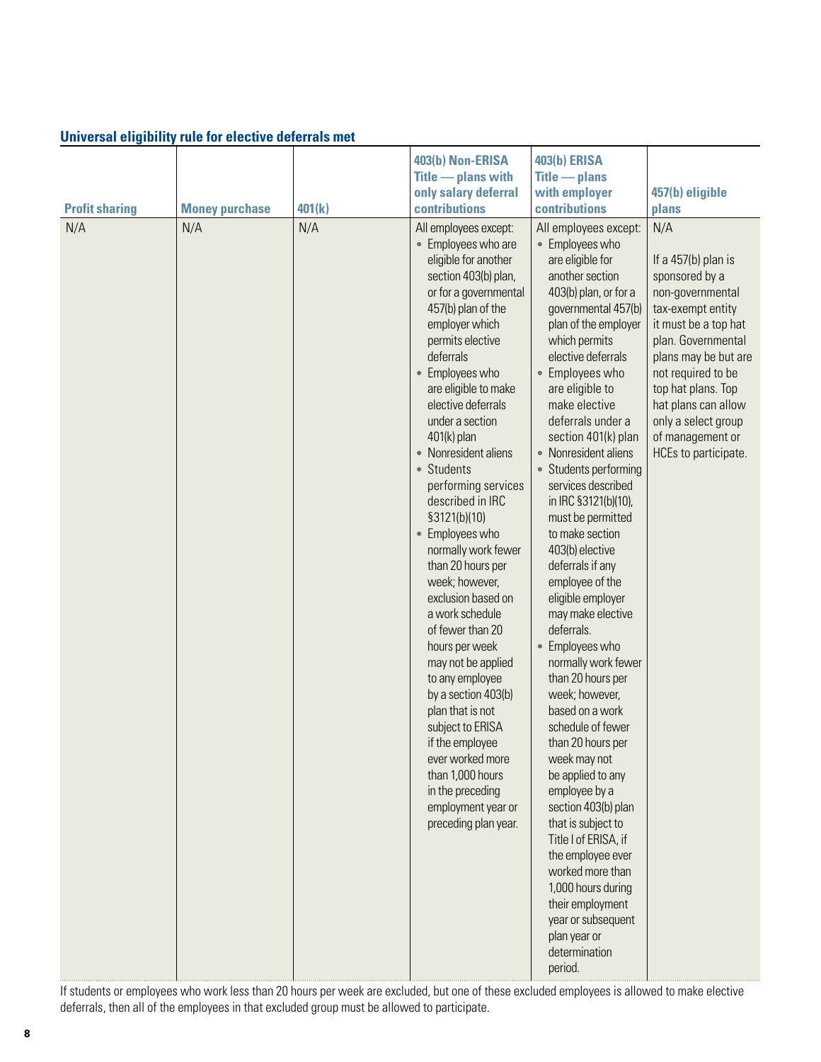## Universal eligibility rule for elective deferrals met

| Profit sharing | Money purchase | 401(k) | 403(b) Non-ERISA Title — plans with only salary deferral contributions | 403(b) ERISA Title — plans with employer contributions | 457(b) eligible plans |
|---|---|---|---|---|---|
| N/A | N/A | N/A | All employees except:<br>• Employees who are eligible for another section 403(b) plan, or for a governmental 457(b) plan of the employer which permits elective deferrals<br>• Employees who are eligible to make elective deferrals under a section 401(k) plan<br>• Nonresident aliens<br>• Students performing services described in IRC §3121(b)(10)<br>• Employees who normally work fewer than 20 hours per week; however, exclusion based on a work schedule of fewer than 20 hours per week may not be applied to any employee by a section 403(b) plan that is not subject to ERISA if the employee ever worked more than 1,000 hours in the preceding employment year or preceding plan year. | All employees except:<br>• Employees who are eligible for another section 403(b) plan, or for a governmental 457(b) plan of the employer which permits elective deferrals<br>• Employees who are eligible to make elective deferrals under a section 401(k) plan<br>• Nonresident aliens<br>• Students performing services described in IRC §3121(b)(10), must be permitted to make section 403(b) elective deferrals if any employee of the eligible employer may make elective deferrals.<br>• Employees who normally work fewer than 20 hours per week; however, based on a work schedule of fewer than 20 hours per week may not be applied to any employee by a section 403(b) plan that is subject to Title I of ERISA, if the employee ever worked more than 1,000 hours during their employment year or subsequent plan year or determination period. | N/A<br><br>If a 457(b) plan is sponsored by a non-governmental tax-exempt entity it must be a top hat plan. Governmental plans may be but are not required to be top hat plans. Top hat plans can allow only a select group of management or HCEs to participate. |

If students or employees who work less than 20 hours per week are excluded, but one of these excluded employees is allowed to make elective deferrals, then all of the employees in that excluded group must be allowed to participate.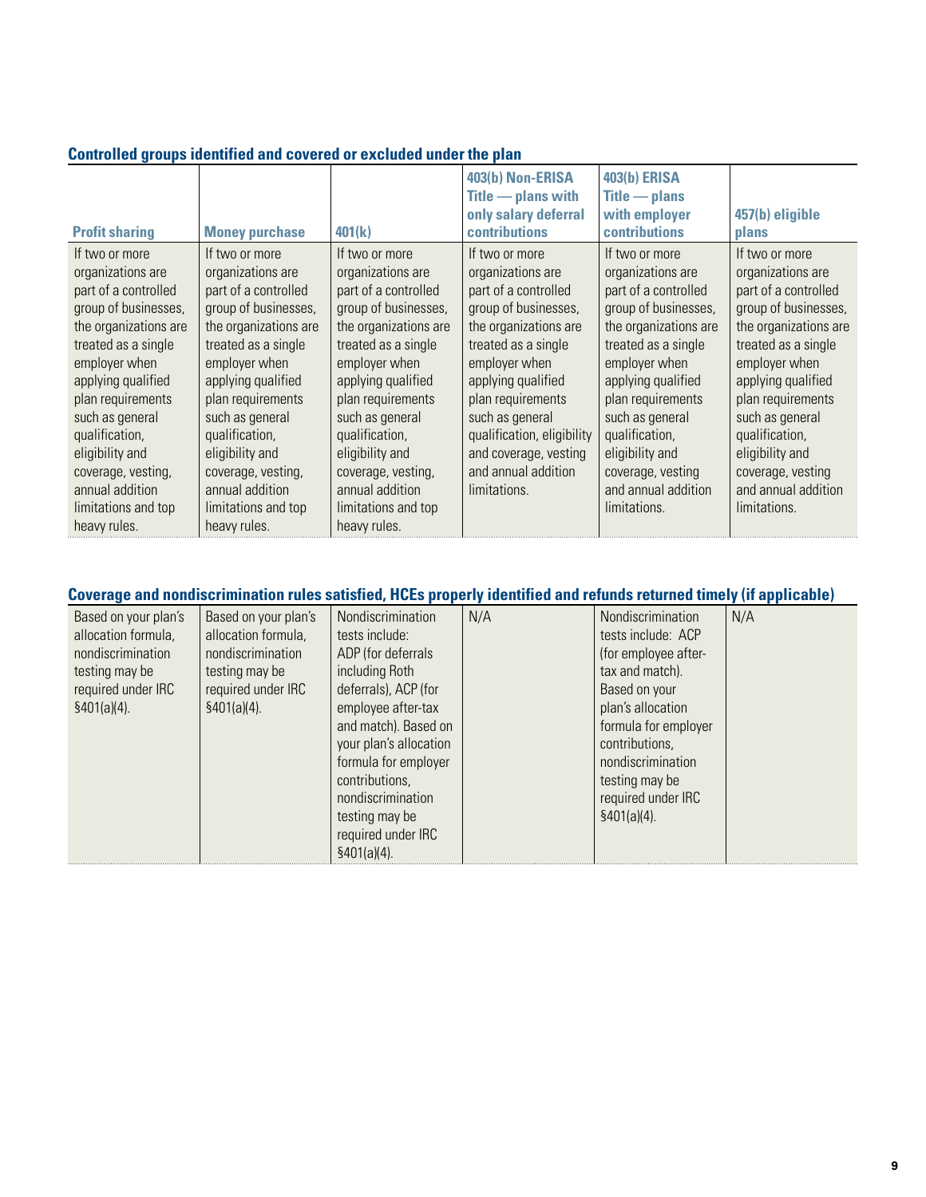### Controlled groups identified and covered or excluded under the plan

| Profit sharing | Money purchase | 401(k) | 403(b) Non-ERISA Title — plans with only salary deferral contributions | 403(b) ERISA Title — plans with employer contributions | 457(b) eligible plans |
|---|---|---|---|---|---|
| If two or more organizations are part of a controlled group of businesses, the organizations are treated as a single employer when applying qualified plan requirements such as general qualification, eligibility and coverage, vesting, annual addition limitations and top heavy rules. | If two or more organizations are part of a controlled group of businesses, the organizations are treated as a single employer when applying qualified plan requirements such as general qualification, eligibility and coverage, vesting, annual addition limitations and top heavy rules. | If two or more organizations are part of a controlled group of businesses, the organizations are treated as a single employer when applying qualified plan requirements such as general qualification, eligibility and coverage, vesting, annual addition limitations and top heavy rules. | If two or more organizations are part of a controlled group of businesses, the organizations are treated as a single employer when applying qualified plan requirements such as general qualification, eligibility and coverage, vesting and annual addition limitations. | If two or more organizations are part of a controlled group of businesses, the organizations are treated as a single employer when applying qualified plan requirements such as general qualification, eligibility and coverage, vesting and annual addition limitations. | If two or more organizations are part of a controlled group of businesses, the organizations are treated as a single employer when applying qualified plan requirements such as general qualification, eligibility and coverage, vesting and annual addition limitations. |

### Coverage and nondiscrimination rules satisfied, HCEs properly identified and refunds returned timely (if applicable)

| Profit sharing | Money purchase | 401(k) | 403(b) Non-ERISA Title — plans with only salary deferral contributions | 403(b) ERISA Title — plans with employer contributions | 457(b) eligible plans |
|---|---|---|---|---|---|
| Based on your plan's allocation formula, nondiscrimination testing may be required under IRC §401(a)(4). | Based on your plan's allocation formula, nondiscrimination testing may be required under IRC §401(a)(4). | Nondiscrimination tests include: ADP (for deferrals including Roth deferrals), ACP (for employee after-tax and match). Based on your plan's allocation formula for employer contributions, nondiscrimination testing may be required under IRC §401(a)(4). | N/A | Nondiscrimination tests include: ACP (for employee after-tax and match). Based on your plan's allocation formula for employer contributions, nondiscrimination testing may be required under IRC §401(a)(4). | N/A |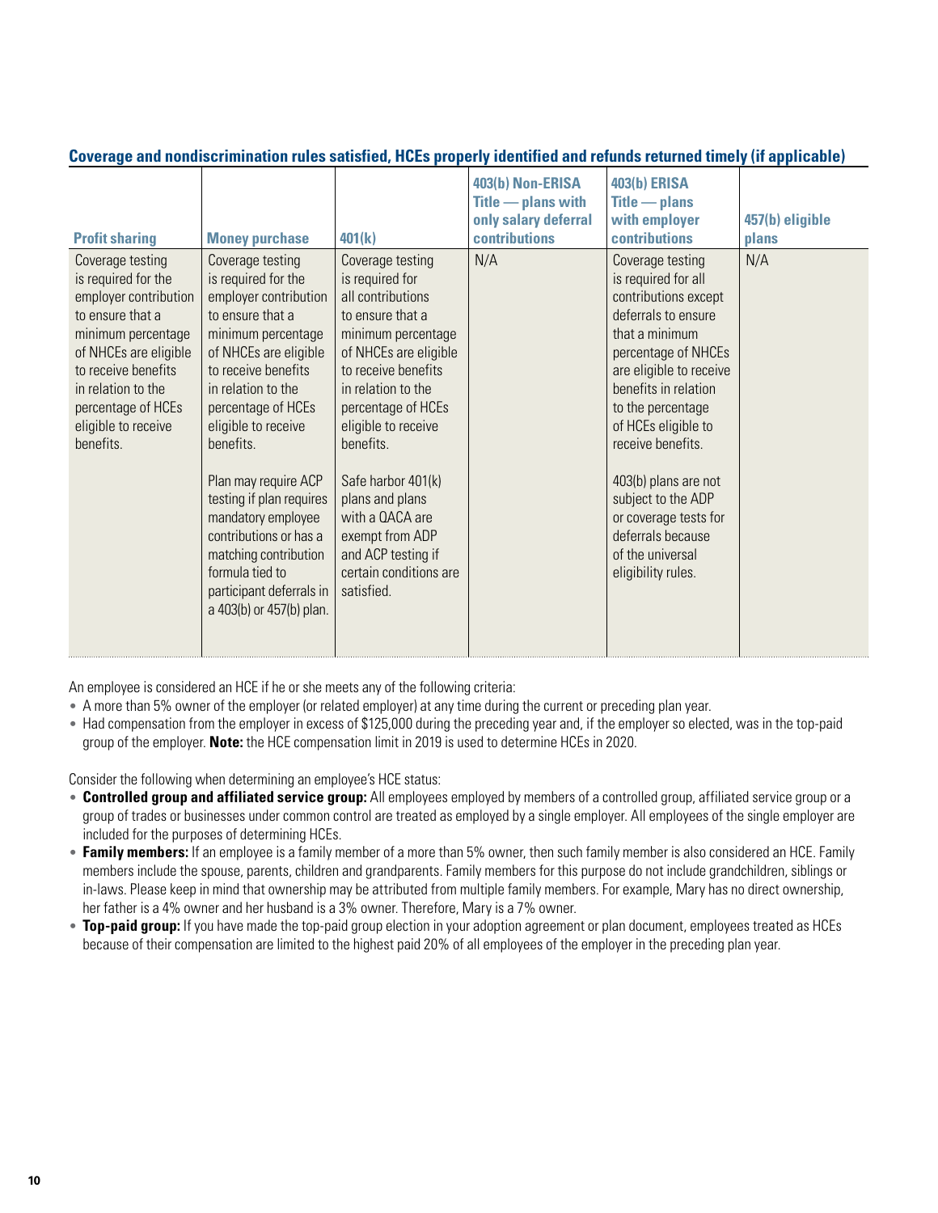### Coverage and nondiscrimination rules satisfied, HCEs properly identified and refunds returned timely (if applicable)

| Profit sharing | Money purchase | 401(k) | 403(b) Non-ERISA Title — plans with only salary deferral contributions | 403(b) ERISA Title — plans with employer contributions | 457(b) eligible plans |
|---|---|---|---|---|---|
| Coverage testing is required for the employer contribution to ensure that a minimum percentage of NHCEs are eligible to receive benefits in relation to the percentage of HCEs eligible to receive benefits. | Coverage testing is required for the employer contribution to ensure that a minimum percentage of NHCEs are eligible to receive benefits in relation to the percentage of HCEs eligible to receive benefits.<br><br>Plan may require ACP testing if plan requires mandatory employee contributions or has a matching contribution formula tied to participant deferrals in a 403(b) or 457(b) plan. | Coverage testing is required for all contributions to ensure that a minimum percentage of NHCEs are eligible to receive benefits in relation to the percentage of HCEs eligible to receive benefits.<br><br>Safe harbor 401(k) plans and plans with a QACA are exempt from ADP and ACP testing if certain conditions are satisfied. | N/A | Coverage testing is required for all contributions except deferrals to ensure that a minimum percentage of NHCEs are eligible to receive benefits in relation to the percentage of HCEs eligible to receive benefits.<br><br>403(b) plans are not subject to the ADP or coverage tests for deferrals because of the universal eligibility rules. | N/A |

An employee is considered an HCE if he or she meets any of the following criteria:

- A more than 5% owner of the employer (or related employer) at any time during the current or preceding plan year.
- Had compensation from the employer in excess of $125,000 during the preceding year and, if the employer so elected, was in the top-paid group of the employer. **Note:** the HCE compensation limit in 2019 is used to determine HCEs in 2020.

Consider the following when determining an employee's HCE status:

- **Controlled group and affiliated service group:** All employees employed by members of a controlled group, affiliated service group or a group of trades or businesses under common control are treated as employed by a single employer. All employees of the single employer are included for the purposes of determining HCEs.
- **Family members:** If an employee is a family member of a more than 5% owner, then such family member is also considered an HCE. Family members include the spouse, parents, children and grandparents. Family members for this purpose do not include grandchildren, siblings or in-laws. Please keep in mind that ownership may be attributed from multiple family members. For example, Mary has no direct ownership, her father is a 4% owner and her husband is a 3% owner. Therefore, Mary is a 7% owner.
- **Top-paid group:** If you have made the top-paid group election in your adoption agreement or plan document, employees treated as HCEs because of their compensation are limited to the highest paid 20% of all employees of the employer in the preceding plan year.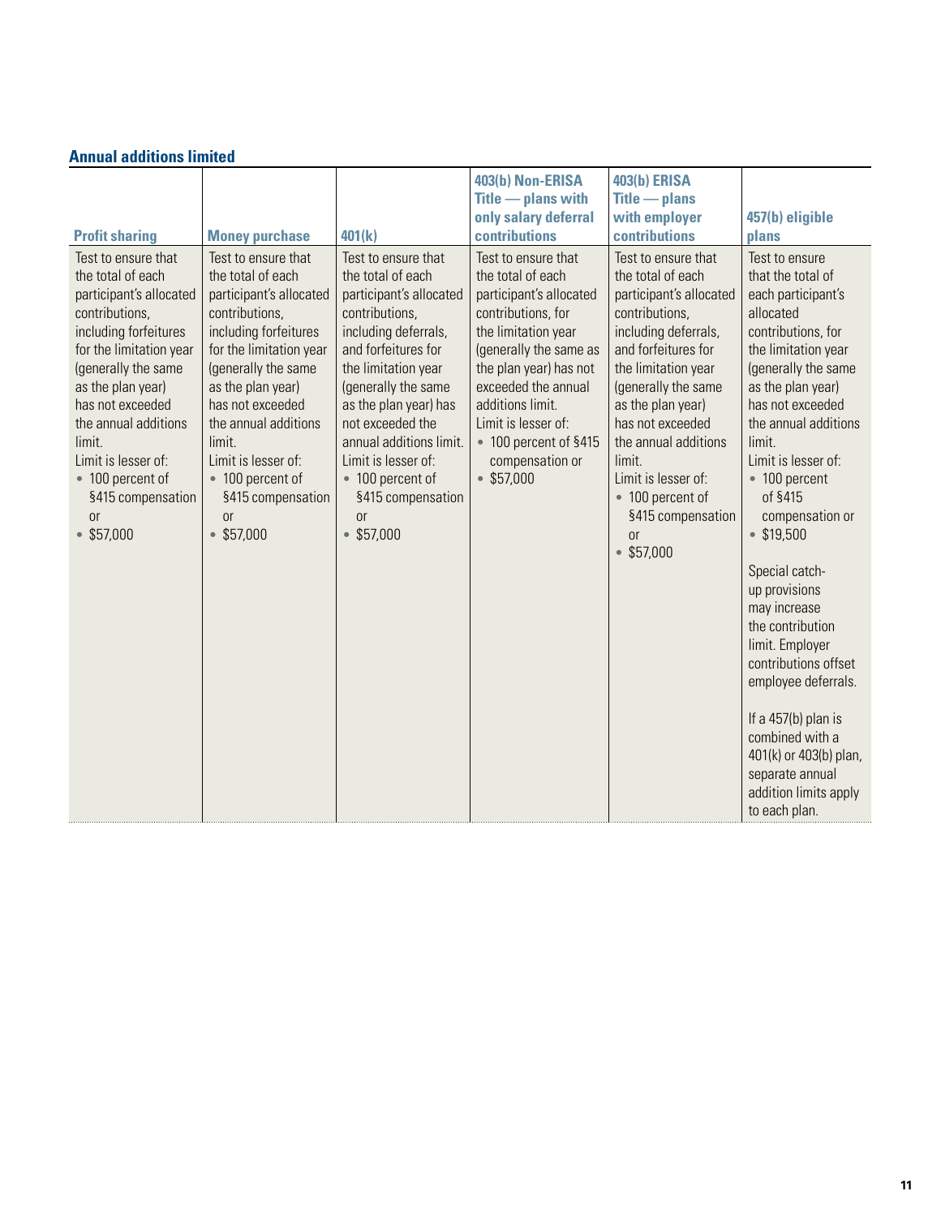### Annual additions limited

| Profit sharing | Money purchase | 401(k) | 403(b) Non-ERISA Title — plans with only salary deferral contributions | 403(b) ERISA Title — plans with employer contributions | 457(b) eligible plans |
|---|---|---|---|---|---|
| Test to ensure that the total of each participant's allocated contributions, including forfeitures for the limitation year (generally the same as the plan year) has not exceeded the annual additions limit.<br>Limit is lesser of:<br>• 100 percent of §415 compensation or<br>• $57,000 | Test to ensure that the total of each participant's allocated contributions, including forfeitures for the limitation year (generally the same as the plan year) has not exceeded the annual additions limit.<br>Limit is lesser of:<br>• 100 percent of §415 compensation or<br>• $57,000 | Test to ensure that the total of each participant's allocated contributions, including deferrals, and forfeitures for the limitation year (generally the same as the plan year) has not exceeded the annual additions limit.<br>Limit is lesser of:<br>• 100 percent of §415 compensation or<br>• $57,000 | Test to ensure that the total of each participant's allocated contributions, for the limitation year (generally the same as the plan year) has not exceeded the annual additions limit.<br>Limit is lesser of:<br>• 100 percent of §415 compensation or<br>• $57,000 | Test to ensure that the total of each participant's allocated contributions, including deferrals, and forfeitures for the limitation year (generally the same as the plan year) has not exceeded the annual additions limit.<br>Limit is lesser of:<br>• 100 percent of §415 compensation or<br>• $57,000 | Test to ensure that the total of each participant's allocated contributions, for the limitation year (generally the same as the plan year) has not exceeded the annual additions limit.<br>Limit is lesser of:<br>• 100 percent of §415 compensation or<br>• $19,500<br><br>Special catch-up provisions may increase the contribution limit. Employer contributions offset employee deferrals.<br><br>If a 457(b) plan is combined with a 401(k) or 403(b) plan, separate annual addition limits apply to each plan. |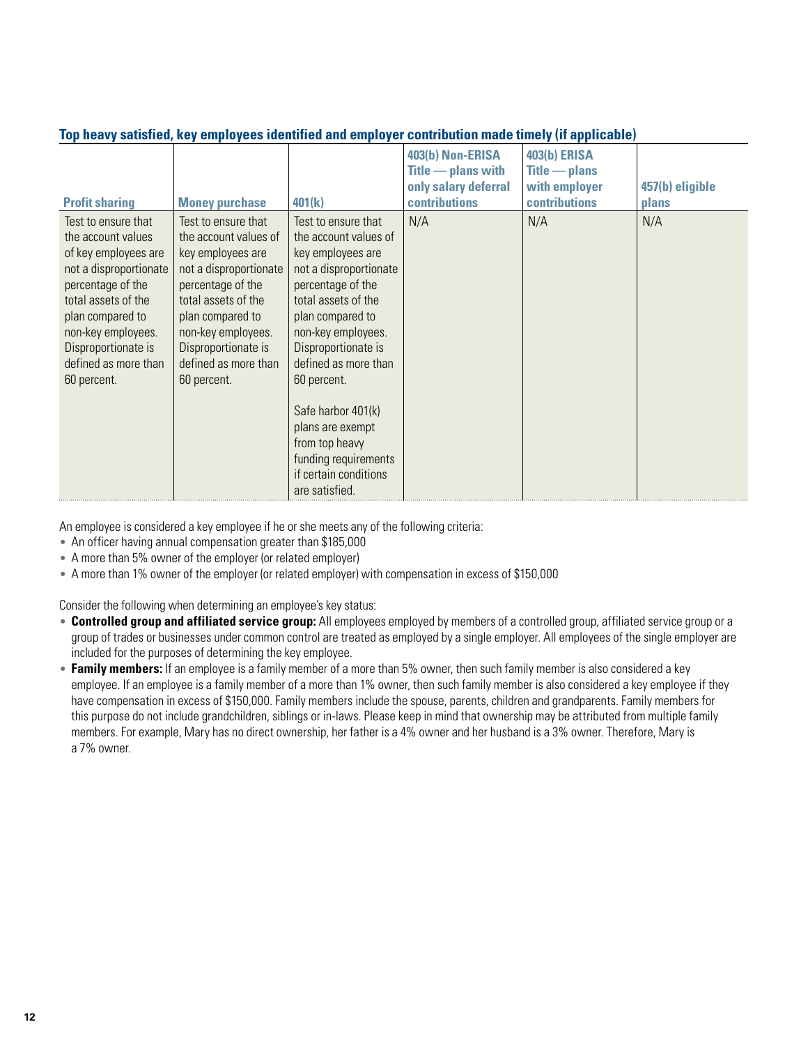### Top heavy satisfied, key employees identified and employer contribution made timely (if applicable)

| Profit sharing | Money purchase | 401(k) | 403(b) Non-ERISA Title — plans with only salary deferral contributions | 403(b) ERISA Title — plans with employer contributions | 457(b) eligible plans |
|---|---|---|---|---|---|
| Test to ensure that the account values of key employees are not a disproportionate percentage of the total assets of the plan compared to non-key employees. Disproportionate is defined as more than 60 percent. | Test to ensure that the account values of key employees are not a disproportionate percentage of the total assets of the plan compared to non-key employees. Disproportionate is defined as more than 60 percent. | Test to ensure that the account values of key employees are not a disproportionate percentage of the total assets of the plan compared to non-key employees. Disproportionate is defined as more than 60 percent.<br><br>Safe harbor 401(k) plans are exempt from top heavy funding requirements if certain conditions are satisfied. | N/A | N/A | N/A |

An employee is considered a key employee if he or she meets any of the following criteria:

- An officer having annual compensation greater than $185,000
- A more than 5% owner of the employer (or related employer)
- A more than 1% owner of the employer (or related employer) with compensation in excess of $150,000

Consider the following when determining an employee's key status:

- **Controlled group and affiliated service group:** All employees employed by members of a controlled group, affiliated service group or a group of trades or businesses under common control are treated as employed by a single employer. All employees of the single employer are included for the purposes of determining the key employee.
- **Family members:** If an employee is a family member of a more than 5% owner, then such family member is also considered a key employee. If an employee is a family member of a more than 1% owner, then such family member is also considered a key employee if they have compensation in excess of $150,000. Family members include the spouse, parents, children and grandparents. Family members for this purpose do not include grandchildren, siblings or in-laws. Please keep in mind that ownership may be attributed from multiple family members. For example, Mary has no direct ownership, her father is a 4% owner and her husband is a 3% owner. Therefore, Mary is a 7% owner.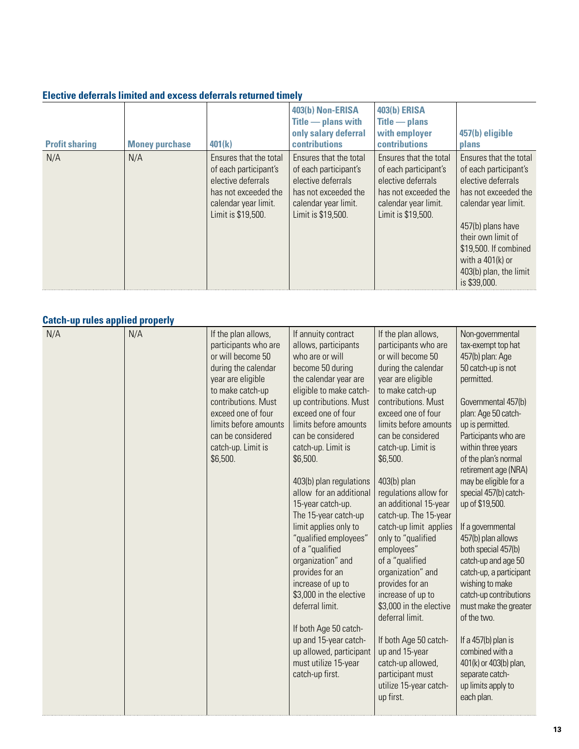## Elective deferrals limited and excess deferrals returned timely

| Profit sharing | Money purchase | 401(k) | 403(b) Non-ERISA Title — plans with only salary deferral contributions | 403(b) ERISA Title — plans with employer contributions | 457(b) eligible plans |
|---|---|---|---|---|---|
| N/A | N/A | Ensures that the total of each participant's elective deferrals has not exceeded the calendar year limit. Limit is $19,500. | Ensures that the total of each participant's elective deferrals has not exceeded the calendar year limit. Limit is $19,500. | Ensures that the total of each participant's elective deferrals has not exceeded the calendar year limit. Limit is $19,500. | Ensures that the total of each participant's elective deferrals has not exceeded the calendar year limit.<br><br>457(b) plans have their own limit of $19,500. If combined with a 401(k) or 403(b) plan, the limit is $39,000. |

## Catch-up rules applied properly

| Profit sharing | Money purchase | 401(k) | 403(b) Non-ERISA Title — plans with only salary deferral contributions | 403(b) ERISA Title — plans with employer contributions | 457(b) eligible plans |
|---|---|---|---|---|---|
| N/A | N/A | If the plan allows, participants who are or will become 50 during the calendar year are eligible to make catch-up contributions. Must exceed one of four limits before amounts can be considered catch-up. Limit is $6,500. | If annuity contract allows, participants who are or will become 50 during the calendar year are eligible to make catch-up contributions. Must exceed one of four limits before amounts can be considered catch-up. Limit is $6,500.<br><br>403(b) plan regulations allow for an additional 15-year catch-up. The 15-year catch-up limit applies only to "qualified employees" of a "qualified organization" and provides for an increase of up to $3,000 in the elective deferral limit.<br><br>If both Age 50 catch-up and 15-year catch-up allowed, participant must utilize 15-year catch-up first. | If the plan allows, participants who are or will become 50 during the calendar year are eligible to make catch-up contributions. Must exceed one of four limits before amounts can be considered catch-up. Limit is $6,500.<br><br>403(b) plan regulations allow for an additional 15-year catch-up. The 15-year catch-up limit applies only to "qualified employees" of a "qualified organization" and provides for an increase of up to $3,000 in the elective deferral limit.<br><br>If both Age 50 catch-up and 15-year catch-up allowed, participant must utilize 15-year catch-up first. | Non-governmental tax-exempt top hat 457(b) plan: Age 50 catch-up is not permitted.<br><br>Governmental 457(b) plan: Age 50 catch-up is permitted. Participants who are within three years of the plan's normal retirement age (NRA) may be eligible for a special 457(b) catch-up of $19,500.<br><br>If a governmental 457(b) plan allows both special 457(b) catch-up and age 50 catch-up, a participant wishing to make catch-up contributions must make the greater of the two.<br><br>If a 457(b) plan is combined with a 401(k) or 403(b) plan, separate catch-up limits apply to each plan. |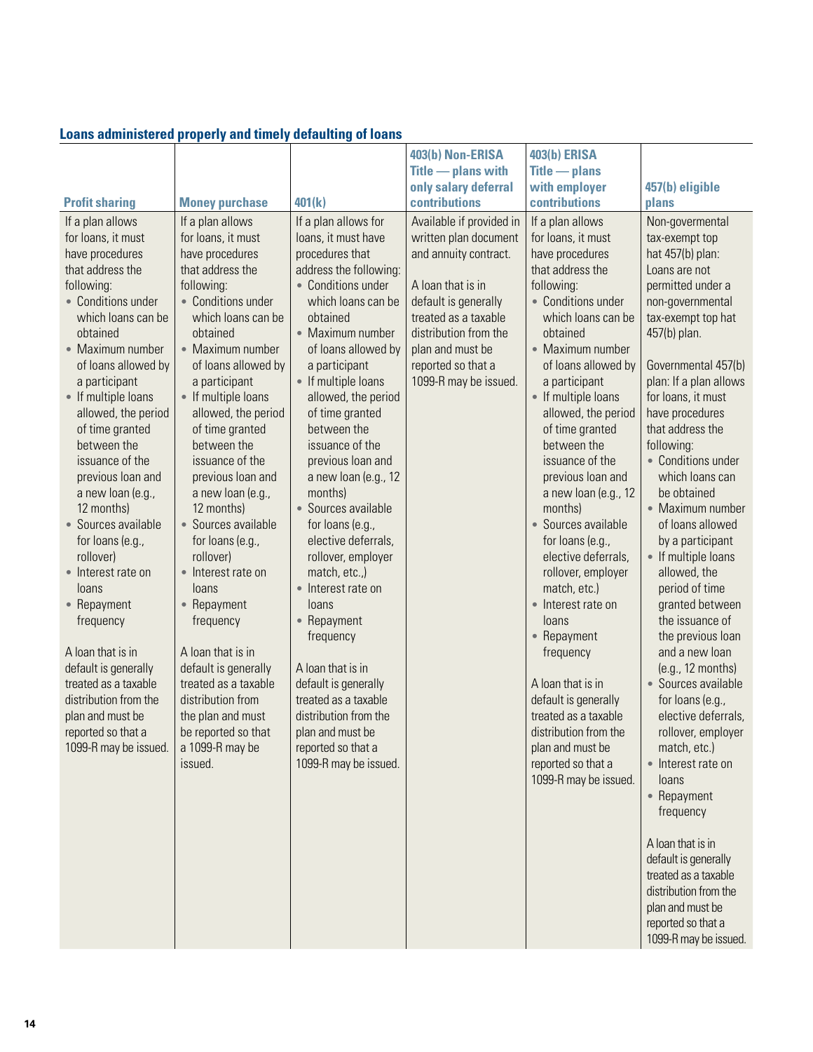## Loans administered properly and timely defaulting of loans

| Profit sharing | Money purchase | 401(k) | 403(b) Non-ERISA Title — plans with only salary deferral contributions | 403(b) ERISA Title — plans with employer contributions | 457(b) eligible plans |
|---|---|---|---|---|---|
| If a plan allows for loans, it must have procedures that address the following:<br>• Conditions under which loans can be obtained<br>• Maximum number of loans allowed by a participant<br>• If multiple loans allowed, the period of time granted between the issuance of the previous loan and a new loan (e.g., 12 months)<br>• Sources available for loans (e.g., rollover)<br>• Interest rate on loans<br>• Repayment frequency<br><br>A loan that is in default is generally treated as a taxable distribution from the plan and must be reported so that a 1099-R may be issued. | If a plan allows for loans, it must have procedures that address the following:<br>• Conditions under which loans can be obtained<br>• Maximum number of loans allowed by a participant<br>• If multiple loans allowed, the period of time granted between the issuance of the previous loan and a new loan (e.g., 12 months)<br>• Sources available for loans (e.g., rollover)<br>• Interest rate on loans<br>• Repayment frequency<br><br>A loan that is in default is generally treated as a taxable distribution from the plan and must be reported so that a 1099-R may be issued. | If a plan allows for loans, it must have procedures that address the following:<br>• Conditions under which loans can be obtained<br>• Maximum number of loans allowed by a participant<br>• If multiple loans allowed, the period of time granted between the issuance of the previous loan and a new loan (e.g., 12 months)<br>• Sources available for loans (e.g., elective deferrals, rollover, employer match, etc.,)<br>• Interest rate on loans<br>• Repayment frequency<br><br>A loan that is in default is generally treated as a taxable distribution from the plan and must be reported so that a 1099-R may be issued. | Available if provided in written plan document and annuity contract.<br><br>A loan that is in default is generally treated as a taxable distribution from the plan and must be reported so that a 1099-R may be issued. | If a plan allows for loans, it must have procedures that address the following:<br>• Conditions under which loans can be obtained<br>• Maximum number of loans allowed by a participant<br>• If multiple loans allowed, the period of time granted between the issuance of the previous loan and a new loan (e.g., 12 months)<br>• Sources available for loans (e.g., elective deferrals, rollover, employer match, etc.)<br>• Interest rate on loans<br>• Repayment frequency<br><br>A loan that is in default is generally treated as a taxable distribution from the plan and must be reported so that a 1099-R may be issued. | Non-govermental tax-exempt top hat 457(b) plan: Loans are not permitted under a non-governmental tax-exempt top hat 457(b) plan.<br><br>Governmental 457(b) plan: If a plan allows for loans, it must have procedures that address the following:<br>• Conditions under which loans can be obtained<br>• Maximum number of loans allowed by a participant<br>• If multiple loans allowed, the period of time granted between the issuance of the previous loan and a new loan (e.g., 12 months)<br>• Sources available for loans (e.g., elective deferrals, rollover, employer match, etc.)<br>• Interest rate on loans<br>• Repayment frequency<br><br>A loan that is in default is generally treated as a taxable distribution from the plan and must be reported so that a 1099-R may be issued. |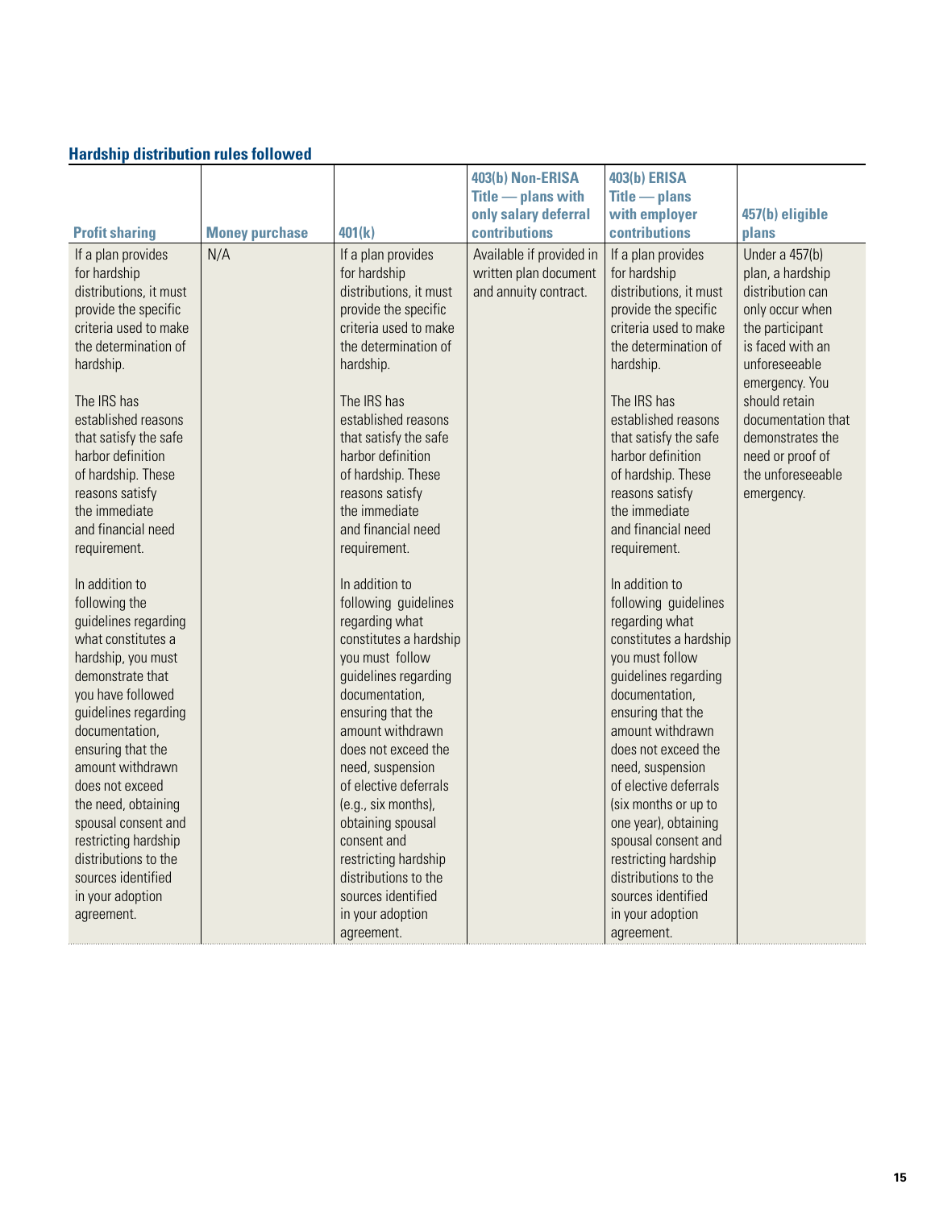### Hardship distribution rules followed

| Profit sharing | Money purchase | 401(k) | 403(b) Non-ERISA Title — plans with only salary deferral contributions | 403(b) ERISA Title — plans with employer contributions | 457(b) eligible plans |
|---|---|---|---|---|---|
| If a plan provides for hardship distributions, it must provide the specific criteria used to make the determination of hardship.<br><br>The IRS has established reasons that satisfy the safe harbor definition of hardship. These reasons satisfy the immediate and financial need requirement.<br><br>In addition to following the guidelines regarding what constitutes a hardship, you must demonstrate that you have followed guidelines regarding documentation, ensuring that the amount withdrawn does not exceed the need, obtaining spousal consent and restricting hardship distributions to the sources identified in your adoption agreement. | N/A | If a plan provides for hardship distributions, it must provide the specific criteria used to make the determination of hardship.<br><br>The IRS has established reasons that satisfy the safe harbor definition of hardship. These reasons satisfy the immediate and financial need requirement.<br><br>In addition to following guidelines regarding what constitutes a hardship you must follow guidelines regarding documentation, ensuring that the amount withdrawn does not exceed the need, suspension of elective deferrals (e.g., six months), obtaining spousal consent and restricting hardship distributions to the sources identified in your adoption agreement. | Available if provided in written plan document and annuity contract. | If a plan provides for hardship distributions, it must provide the specific criteria used to make the determination of hardship.<br><br>The IRS has established reasons that satisfy the safe harbor definition of hardship. These reasons satisfy the immediate and financial need requirement.<br><br>In addition to following guidelines regarding what constitutes a hardship you must follow guidelines regarding documentation, ensuring that the amount withdrawn does not exceed the need, suspension of elective deferrals (six months or up to one year), obtaining spousal consent and restricting hardship distributions to the sources identified in your adoption agreement. | Under a 457(b) plan, a hardship distribution can only occur when the participant is faced with an unforeseeable emergency. You should retain documentation that demonstrates the need or proof of the unforeseeable emergency. |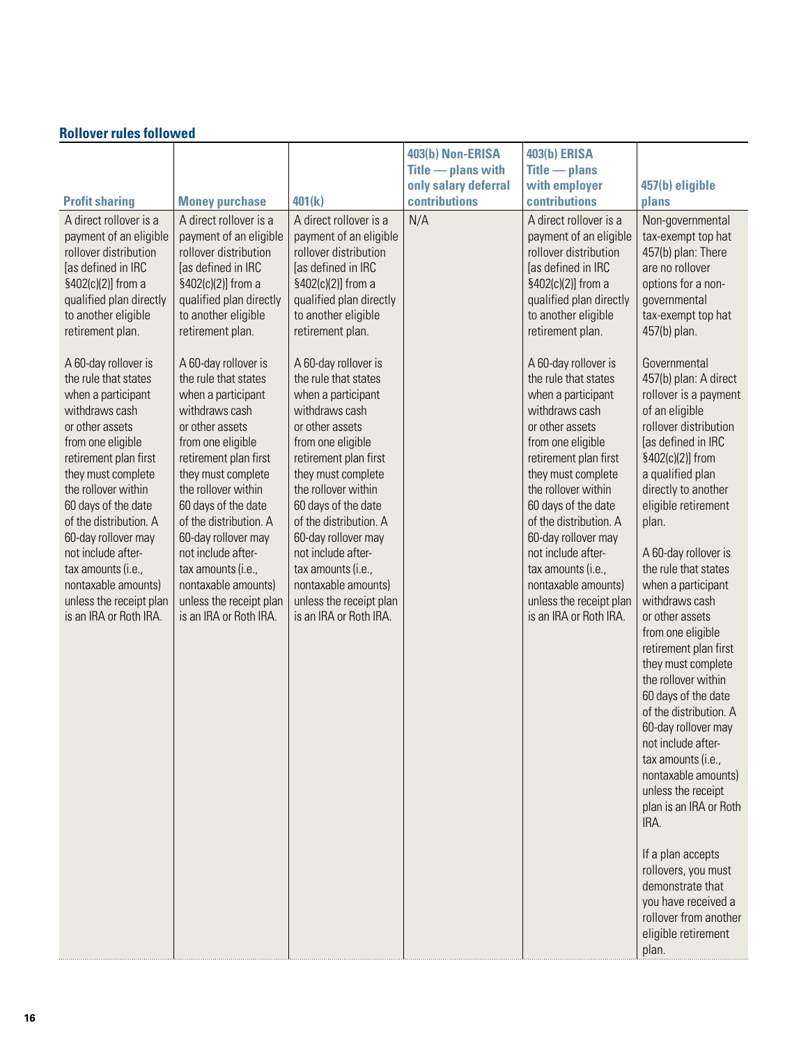### Rollover rules followed

| Profit sharing | Money purchase | 401(k) | 403(b) Non-ERISA Title — plans with only salary deferral contributions | 403(b) ERISA Title — plans with employer contributions | 457(b) eligible plans |
|---|---|---|---|---|---|
| A direct rollover is a payment of an eligible rollover distribution [as defined in IRC §402(c)(2)] from a qualified plan directly to another eligible retirement plan.<br><br>A 60-day rollover is the rule that states when a participant withdraws cash or other assets from one eligible retirement plan first they must complete the rollover within 60 days of the date of the distribution. A 60-day rollover may not include after-tax amounts (i.e., nontaxable amounts) unless the receipt plan is an IRA or Roth IRA. | A direct rollover is a payment of an eligible rollover distribution [as defined in IRC §402(c)(2)] from a qualified plan directly to another eligible retirement plan.<br><br>A 60-day rollover is the rule that states when a participant withdraws cash or other assets from one eligible retirement plan first they must complete the rollover within 60 days of the date of the distribution. A 60-day rollover may not include after-tax amounts (i.e., nontaxable amounts) unless the receipt plan is an IRA or Roth IRA. | A direct rollover is a payment of an eligible rollover distribution [as defined in IRC §402(c)(2)] from a qualified plan directly to another eligible retirement plan.<br><br>A 60-day rollover is the rule that states when a participant withdraws cash or other assets from one eligible retirement plan first they must complete the rollover within 60 days of the date of the distribution. A 60-day rollover may not include after-tax amounts (i.e., nontaxable amounts) unless the receipt plan is an IRA or Roth IRA. | N/A | A direct rollover is a payment of an eligible rollover distribution [as defined in IRC §402(c)(2)] from a qualified plan directly to another eligible retirement plan.<br><br>A 60-day rollover is the rule that states when a participant withdraws cash or other assets from one eligible retirement plan first they must complete the rollover within 60 days of the date of the distribution. A 60-day rollover may not include after-tax amounts (i.e., nontaxable amounts) unless the receipt plan is an IRA or Roth IRA. | Non-governmental tax-exempt top hat 457(b) plan: There are no rollover options for a non-governmental tax-exempt top hat 457(b) plan.<br><br>Governmental 457(b) plan: A direct rollover is a payment of an eligible rollover distribution [as defined in IRC §402(c)(2)] from a qualified plan directly to another eligible retirement plan.<br><br>A 60-day rollover is the rule that states when a participant withdraws cash or other assets from one eligible retirement plan first they must complete the rollover within 60 days of the date of the distribution. A 60-day rollover may not include after-tax amounts (i.e., nontaxable amounts) unless the receipt plan is an IRA or Roth IRA.<br><br>If a plan accepts rollovers, you must demonstrate that you have received a rollover from another eligible retirement plan. |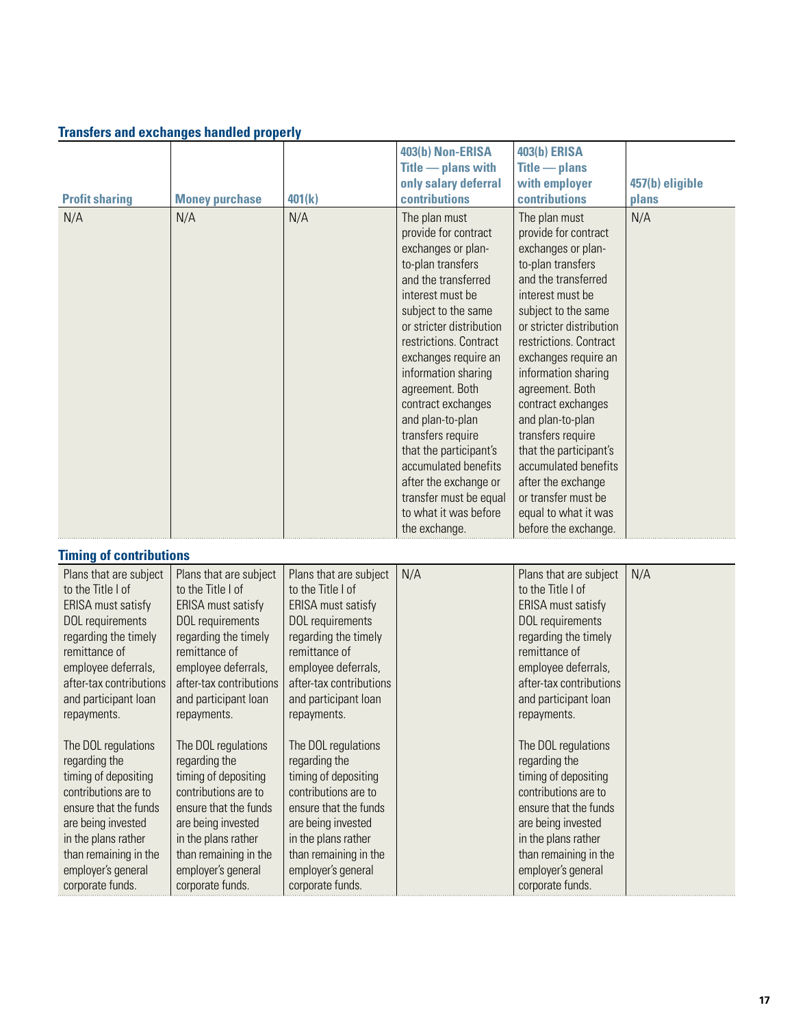### Transfers and exchanges handled properly

| Profit sharing | Money purchase | 401(k) | 403(b) Non-ERISA Title — plans with only salary deferral contributions | 403(b) ERISA Title — plans with employer contributions | 457(b) eligible plans |
|---|---|---|---|---|---|
| N/A | N/A | N/A | The plan must provide for contract exchanges or plan-to-plan transfers and the transferred interest must be subject to the same or stricter distribution restrictions. Contract exchanges require an information sharing agreement. Both contract exchanges and plan-to-plan transfers require that the participant's accumulated benefits after the exchange or transfer must be equal to what it was before the exchange. | The plan must provide for contract exchanges or plan-to-plan transfers and the transferred interest must be subject to the same or stricter distribution restrictions. Contract exchanges require an information sharing agreement. Both contract exchanges and plan-to-plan transfers require that the participant's accumulated benefits after the exchange or transfer must be equal to what it was before the exchange. | N/A |

### Timing of contributions

| Profit sharing | Money purchase | 401(k) | 403(b) Non-ERISA Title — plans with only salary deferral contributions | 403(b) ERISA Title — plans with employer contributions | 457(b) eligible plans |
|---|---|---|---|---|---|
| Plans that are subject to the Title I of ERISA must satisfy DOL requirements regarding the timely remittance of employee deferrals, after-tax contributions and participant loan repayments.<br><br>The DOL regulations regarding the timing of depositing contributions are to ensure that the funds are being invested in the plans rather than remaining in the employer's general corporate funds. | Plans that are subject to the Title I of ERISA must satisfy DOL requirements regarding the timely remittance of employee deferrals, after-tax contributions and participant loan repayments.<br><br>The DOL regulations regarding the timing of depositing contributions are to ensure that the funds are being invested in the plans rather than remaining in the employer's general corporate funds. | Plans that are subject to the Title I of ERISA must satisfy DOL requirements regarding the timely remittance of employee deferrals, after-tax contributions and participant loan repayments.<br><br>The DOL regulations regarding the timing of depositing contributions are to ensure that the funds are being invested in the plans rather than remaining in the employer's general corporate funds. | N/A | Plans that are subject to the Title I of ERISA must satisfy DOL requirements regarding the timely remittance of employee deferrals, after-tax contributions and participant loan repayments.<br><br>The DOL regulations regarding the timing of depositing contributions are to ensure that the funds are being invested in the plans rather than remaining in the employer's general corporate funds. | N/A |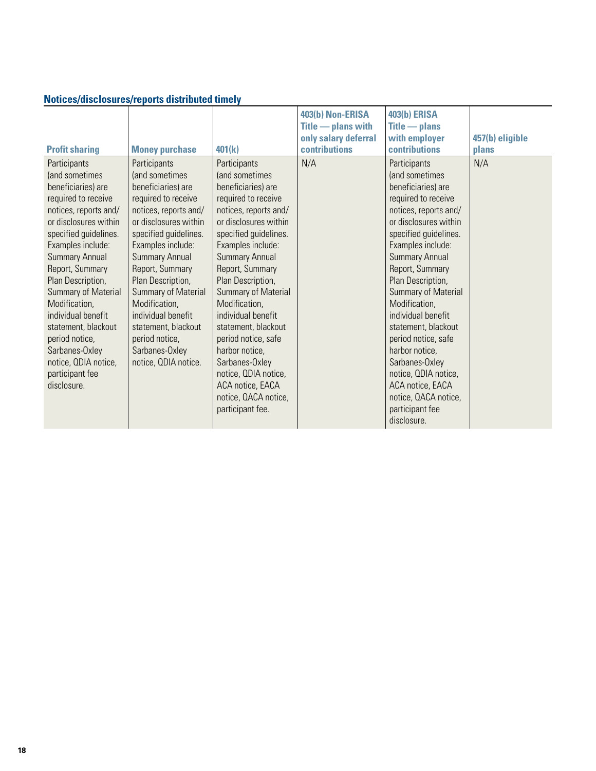### Notices/disclosures/reports distributed timely

| Profit sharing | Money purchase | 401(k) | 403(b) Non-ERISA Title — plans with only salary deferral contributions | 403(b) ERISA Title — plans with employer contributions | 457(b) eligible plans |
|---|---|---|---|---|---|
| Participants (and sometimes beneficiaries) are required to receive notices, reports and/or disclosures within specified guidelines. Examples include: Summary Annual Report, Summary Plan Description, Summary of Material Modification, individual benefit statement, blackout period notice, Sarbanes-Oxley notice, QDIA notice, participant fee disclosure. | Participants (and sometimes beneficiaries) are required to receive notices, reports and/or disclosures within specified guidelines. Examples include: Summary Annual Report, Summary Plan Description, Summary of Material Modification, individual benefit statement, blackout period notice, Sarbanes-Oxley notice, QDIA notice. | Participants (and sometimes beneficiaries) are required to receive notices, reports and/or disclosures within specified guidelines. Examples include: Summary Annual Report, Summary Plan Description, Summary of Material Modification, individual benefit statement, blackout period notice, safe harbor notice, Sarbanes-Oxley notice, QDIA notice, ACA notice, EACA notice, QACA notice, participant fee. | N/A | Participants (and sometimes beneficiaries) are required to receive notices, reports and/or disclosures within specified guidelines. Examples include: Summary Annual Report, Summary Plan Description, Summary of Material Modification, individual benefit statement, blackout period notice, safe harbor notice, Sarbanes-Oxley notice, QDIA notice, ACA notice, EACA notice, QACA notice, participant fee disclosure. | N/A |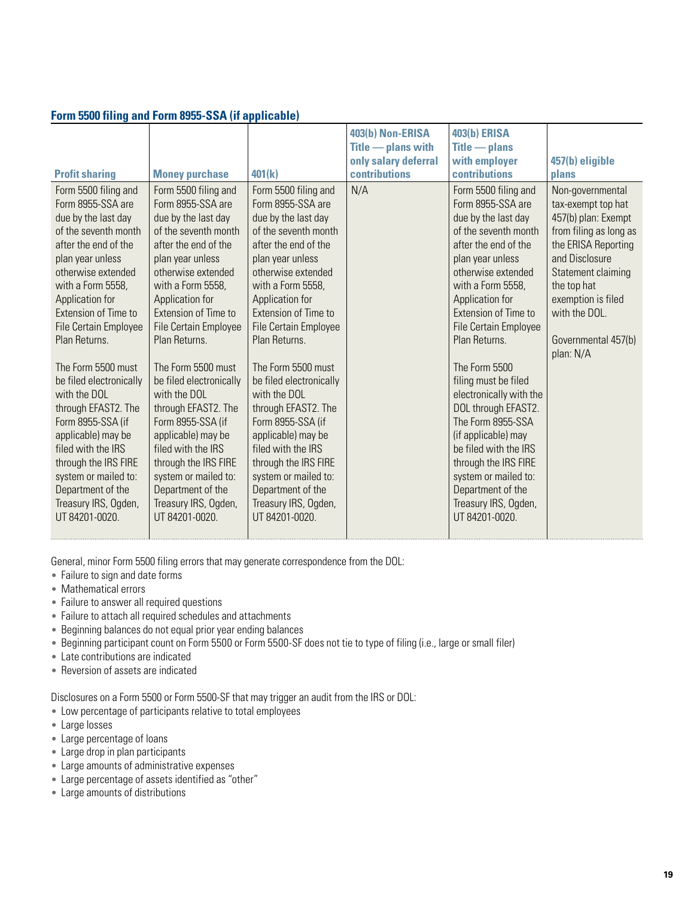### Form 5500 filing and Form 8955-SSA (if applicable)

| Profit sharing | Money purchase | 401(k) | 403(b) Non-ERISA Title — plans with only salary deferral contributions | 403(b) ERISA Title — plans with employer contributions | 457(b) eligible plans |
|---|---|---|---|---|---|
| Form 5500 filing and Form 8955-SSA are due by the last day of the seventh month after the end of the plan year unless otherwise extended with a Form 5558, Application for Extension of Time to File Certain Employee Plan Returns.<br><br>The Form 5500 must be filed electronically with the DOL through EFAST2. The Form 8955-SSA (if applicable) may be filed with the IRS through the IRS FIRE system or mailed to: Department of the Treasury IRS, Ogden, UT 84201-0020. | Form 5500 filing and Form 8955-SSA are due by the last day of the seventh month after the end of the plan year unless otherwise extended with a Form 5558, Application for Extension of Time to File Certain Employee Plan Returns.<br><br>The Form 5500 must be filed electronically with the DOL through EFAST2. The Form 8955-SSA (if applicable) may be filed with the IRS through the IRS FIRE system or mailed to: Department of the Treasury IRS, Ogden, UT 84201-0020. | Form 5500 filing and Form 8955-SSA are due by the last day of the seventh month after the end of the plan year unless otherwise extended with a Form 5558, Application for Extension of Time to File Certain Employee Plan Returns.<br><br>The Form 5500 must be filed electronically with the DOL through EFAST2. The Form 8955-SSA (if applicable) may be filed with the IRS through the IRS FIRE system or mailed to: Department of the Treasury IRS, Ogden, UT 84201-0020. | N/A | Form 5500 filing and Form 8955-SSA are due by the last day of the seventh month after the end of the plan year unless otherwise extended with a Form 5558, Application for Extension of Time to File Certain Employee Plan Returns.<br><br>The Form 5500 filing must be filed electronically with the DOL through EFAST2. The Form 8955-SSA (if applicable) may be filed with the IRS through the IRS FIRE system or mailed to: Department of the Treasury IRS, Ogden, UT 84201-0020. | Non-governmental tax-exempt top hat 457(b) plan: Exempt from filing as long as the ERISA Reporting and Disclosure Statement claiming the top hat exemption is filed with the DOL.<br><br>Governmental 457(b) plan: N/A |

General, minor Form 5500 filing errors that may generate correspondence from the DOL:

- Failure to sign and date forms
- Mathematical errors
- Failure to answer all required questions
- Failure to attach all required schedules and attachments
- Beginning balances do not equal prior year ending balances
- Beginning participant count on Form 5500 or Form 5500-SF does not tie to type of filing (i.e., large or small filer)
- Late contributions are indicated
- Reversion of assets are indicated

Disclosures on a Form 5500 or Form 5500-SF that may trigger an audit from the IRS or DOL:

- Low percentage of participants relative to total employees
- Large losses
- Large percentage of loans
- Large drop in plan participants
- Large amounts of administrative expenses
- Large percentage of assets identified as "other"
- Large amounts of distributions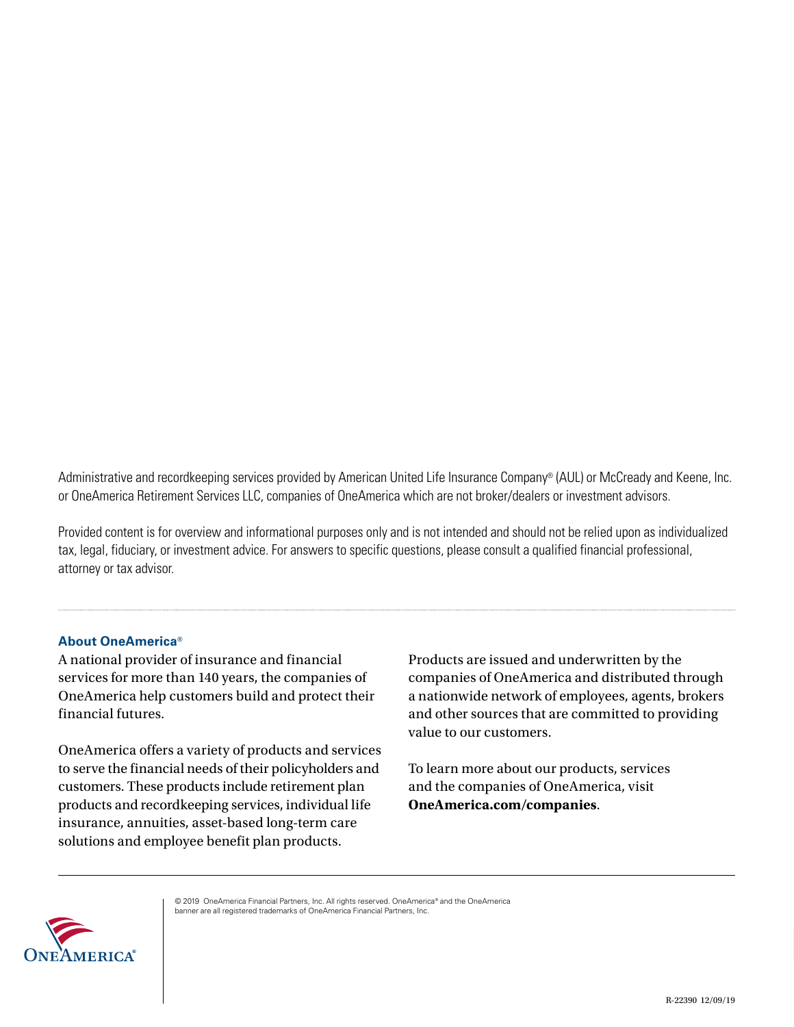Administrative and recordkeeping services provided by American United Life Insurance Company® (AUL) or McCready and Keene, Inc. or OneAmerica Retirement Services LLC, companies of OneAmerica which are not broker/dealers or investment advisors.

Provided content is for overview and informational purposes only and is not intended and should not be relied upon as individualized tax, legal, fiduciary, or investment advice. For answers to specific questions, please consult a qualified financial professional, attorney or tax advisor.

---

**About OneAmerica®**

A national provider of insurance and financial services for more than 140 years, the companies of OneAmerica help customers build and protect their financial futures.

OneAmerica offers a variety of products and services to serve the financial needs of their policyholders and customers. These products include retirement plan products and recordkeeping services, individual life insurance, annuities, asset-based long-term care solutions and employee benefit plan products.

Products are issued and underwritten by the companies of OneAmerica and distributed through a nationwide network of employees, agents, brokers and other sources that are committed to providing value to our customers.

To learn more about our products, services and the companies of OneAmerica, visit **OneAmerica.com/companies**.

---

ONEAMERICA®

© 2019 OneAmerica Financial Partners, Inc. All rights reserved. OneAmerica® and the OneAmerica banner are all registered trademarks of OneAmerica Financial Partners, Inc.

R-22390 12/09/19